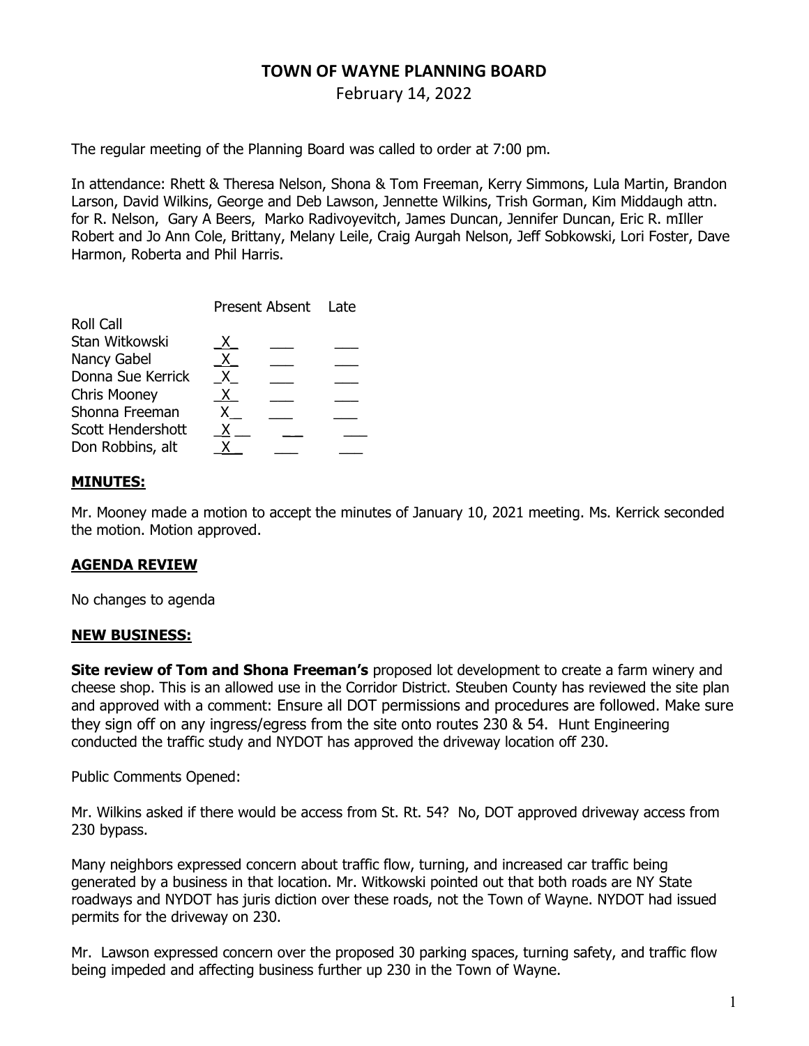# TOWN OF WAYNE PLANNING BOARD

February 14, 2022

The regular meeting of the Planning Board was called to order at 7:00 pm.

In attendance: Rhett & Theresa Nelson, Shona & Tom Freeman, Kerry Simmons, Lula Martin, Brandon Larson, David Wilkins, George and Deb Lawson, Jennette Wilkins, Trish Gorman, Kim Middaugh attn. for R. Nelson, Gary A Beers, Marko Radivoyevitch, James Duncan, Jennifer Duncan, Eric R. mIller Robert and Jo Ann Cole, Brittany, Melany Leile, Craig Aurgah Nelson, Jeff Sobkowski, Lori Foster, Dave Harmon, Roberta and Phil Harris.

| Roll Call | Present | Absent | Late |
|---|---|---|---|
| Stan Witkowski | X | | |
| Nancy Gabel | X | | |
| Donna Sue Kerrick | X | | |
| Chris Mooney | X | | |
| Shonna Freeman | X | | |
| Scott Hendershott | X | | |
| Don Robbins, alt | X | | |

## MINUTES:

Mr. Mooney made a motion to accept the minutes of January 10, 2021 meeting. Ms. Kerrick seconded the motion. Motion approved.

## AGENDA REVIEW

No changes to agenda

## NEW BUSINESS:

**Site review of Tom and Shona Freeman's** proposed lot development to create a farm winery and cheese shop. This is an allowed use in the Corridor District. Steuben County has reviewed the site plan and approved with a comment: Ensure all DOT permissions and procedures are followed. Make sure they sign off on any ingress/egress from the site onto routes 230 & 54. Hunt Engineering conducted the traffic study and NYDOT has approved the driveway location off 230.

Public Comments Opened:

Mr. Wilkins asked if there would be access from St. Rt. 54? No, DOT approved driveway access from 230 bypass.

Many neighbors expressed concern about traffic flow, turning, and increased car traffic being generated by a business in that location. Mr. Witkowski pointed out that both roads are NY State roadways and NYDOT has juris diction over these roads, not the Town of Wayne. NYDOT had issued permits for the driveway on 230.

Mr. Lawson expressed concern over the proposed 30 parking spaces, turning safety, and traffic flow being impeded and affecting business further up 230 in the Town of Wayne.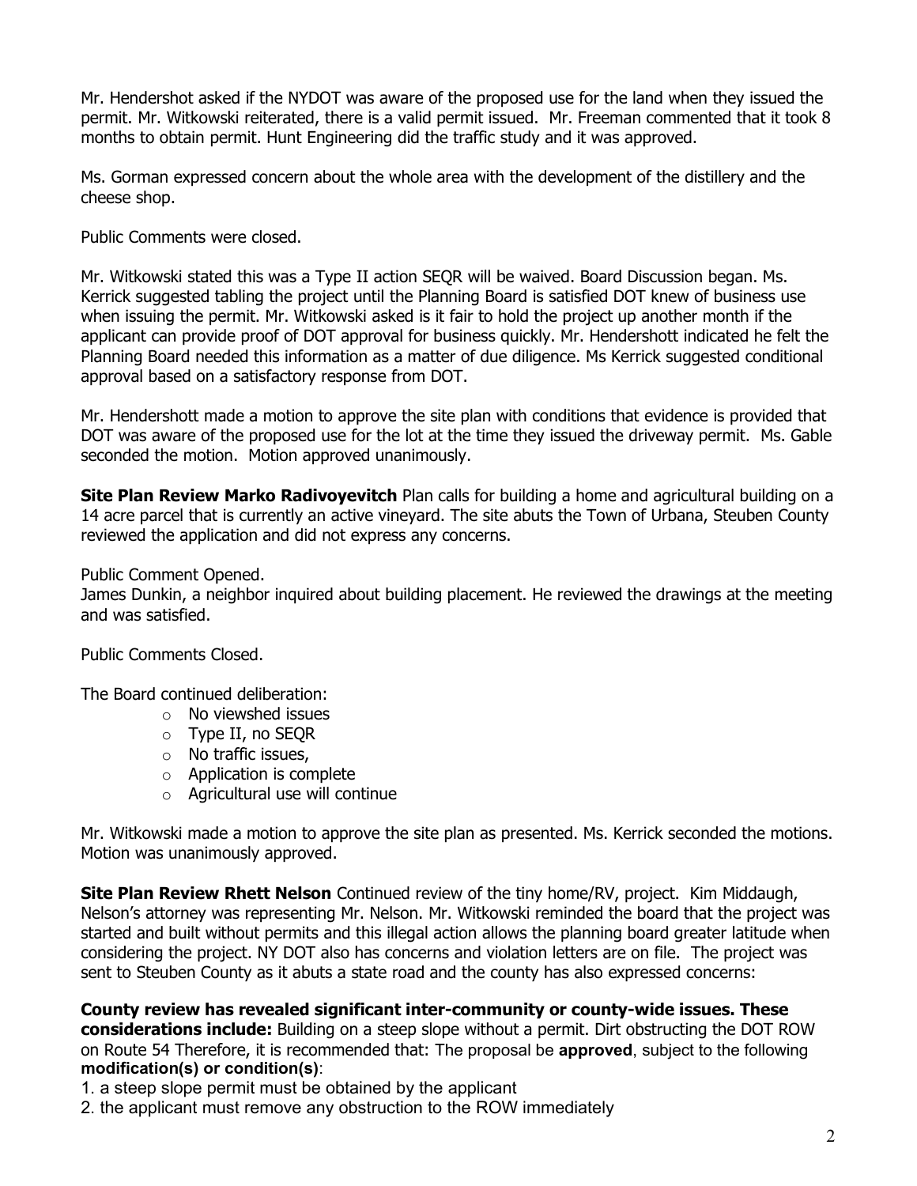Mr. Hendershot asked if the NYDOT was aware of the proposed use for the land when they issued the permit. Mr. Witkowski reiterated, there is a valid permit issued. Mr. Freeman commented that it took 8 months to obtain permit. Hunt Engineering did the traffic study and it was approved.

Ms. Gorman expressed concern about the whole area with the development of the distillery and the cheese shop.

Public Comments were closed.

Mr. Witkowski stated this was a Type II action SEQR will be waived. Board Discussion began. Ms. Kerrick suggested tabling the project until the Planning Board is satisfied DOT knew of business use when issuing the permit. Mr. Witkowski asked is it fair to hold the project up another month if the applicant can provide proof of DOT approval for business quickly. Mr. Hendershott indicated he felt the Planning Board needed this information as a matter of due diligence. Ms Kerrick suggested conditional approval based on a satisfactory response from DOT.

Mr. Hendershott made a motion to approve the site plan with conditions that evidence is provided that DOT was aware of the proposed use for the lot at the time they issued the driveway permit. Ms. Gable seconded the motion. Motion approved unanimously.

**Site Plan Review Marko Radivoyevitch** Plan calls for building a home and agricultural building on a 14 acre parcel that is currently an active vineyard. The site abuts the Town of Urbana, Steuben County reviewed the application and did not express any concerns.

Public Comment Opened.
James Dunkin, a neighbor inquired about building placement. He reviewed the drawings at the meeting and was satisfied.

Public Comments Closed.

The Board continued deliberation:

- No viewshed issues
- Type II, no SEQR
- No traffic issues,
- Application is complete
- Agricultural use will continue

Mr. Witkowski made a motion to approve the site plan as presented. Ms. Kerrick seconded the motions. Motion was unanimously approved.

**Site Plan Review Rhett Nelson** Continued review of the tiny home/RV, project. Kim Middaugh, Nelson's attorney was representing Mr. Nelson. Mr. Witkowski reminded the board that the project was started and built without permits and this illegal action allows the planning board greater latitude when considering the project. NY DOT also has concerns and violation letters are on file. The project was sent to Steuben County as it abuts a state road and the county has also expressed concerns:

**County review has revealed significant inter-community or county-wide issues. These considerations include:** Building on a steep slope without a permit. Dirt obstructing the DOT ROW on Route 54 Therefore, it is recommended that: The proposal be **approved**, subject to the following **modification(s) or condition(s)**:

1. a steep slope permit must be obtained by the applicant
2. the applicant must remove any obstruction to the ROW immediately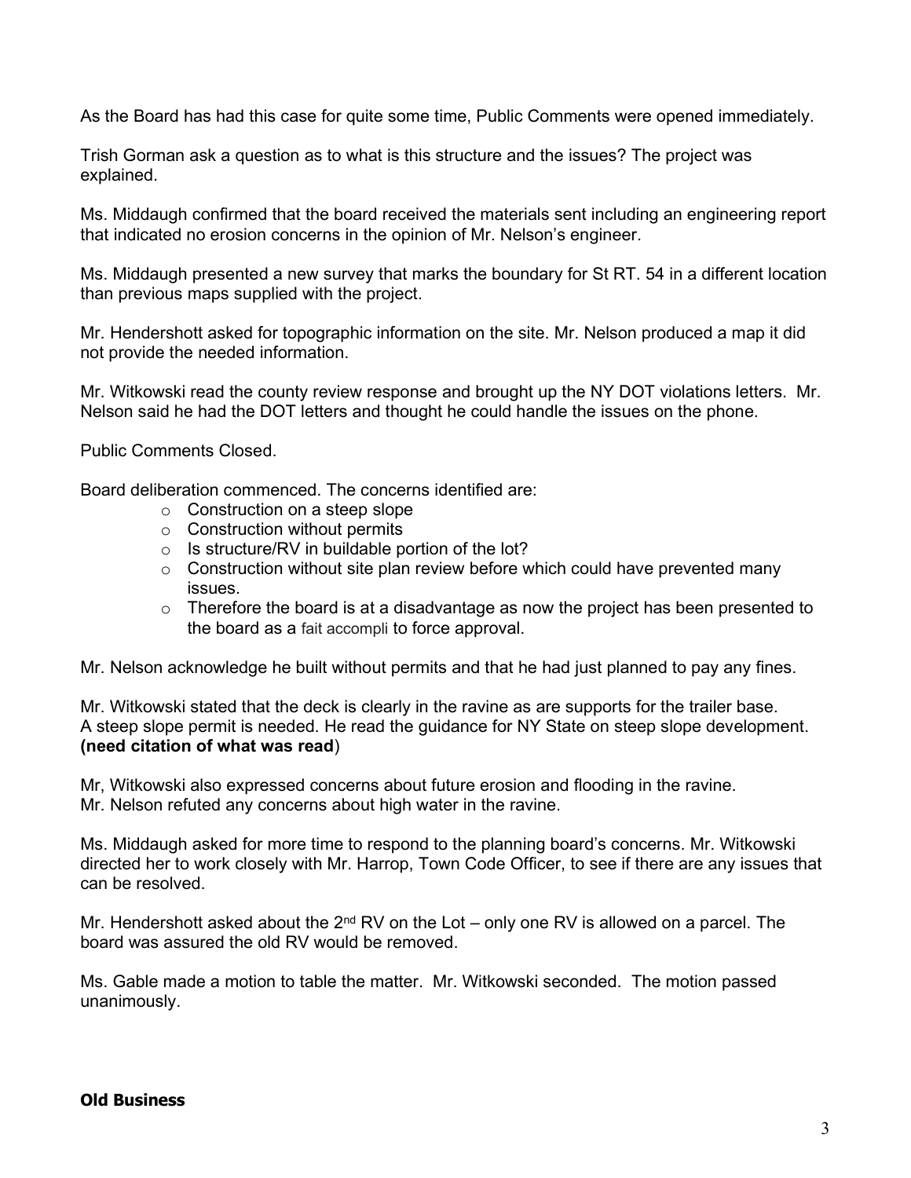As the Board has had this case for quite some time, Public Comments were opened immediately.

Trish Gorman ask a question as to what is this structure and the issues? The project was explained.

Ms. Middaugh confirmed that the board received the materials sent including an engineering report that indicated no erosion concerns in the opinion of Mr. Nelson's engineer.

Ms. Middaugh presented a new survey that marks the boundary for St RT. 54 in a different location than previous maps supplied with the project.

Mr. Hendershott asked for topographic information on the site. Mr. Nelson produced a map it did not provide the needed information.

Mr. Witkowski read the county review response and brought up the NY DOT violations letters. Mr. Nelson said he had the DOT letters and thought he could handle the issues on the phone.

Public Comments Closed.

Board deliberation commenced. The concerns identified are:

- Construction on a steep slope
- Construction without permits
- Is structure/RV in buildable portion of the lot?
- Construction without site plan review before which could have prevented many issues.
- Therefore the board is at a disadvantage as now the project has been presented to the board as a fait accompli to force approval.

Mr. Nelson acknowledge he built without permits and that he had just planned to pay any fines.

Mr. Witkowski stated that the deck is clearly in the ravine as are supports for the trailer base. A steep slope permit is needed. He read the guidance for NY State on steep slope development. **(need citation of what was read**)

Mr, Witkowski also expressed concerns about future erosion and flooding in the ravine. Mr. Nelson refuted any concerns about high water in the ravine.

Ms. Middaugh asked for more time to respond to the planning board's concerns. Mr. Witkowski directed her to work closely with Mr. Harrop, Town Code Officer, to see if there are any issues that can be resolved.

Mr. Hendershott asked about the 2nd RV on the Lot – only one RV is allowed on a parcel. The board was assured the old RV would be removed.

Ms. Gable made a motion to table the matter. Mr. Witkowski seconded. The motion passed unanimously.

**Old Business**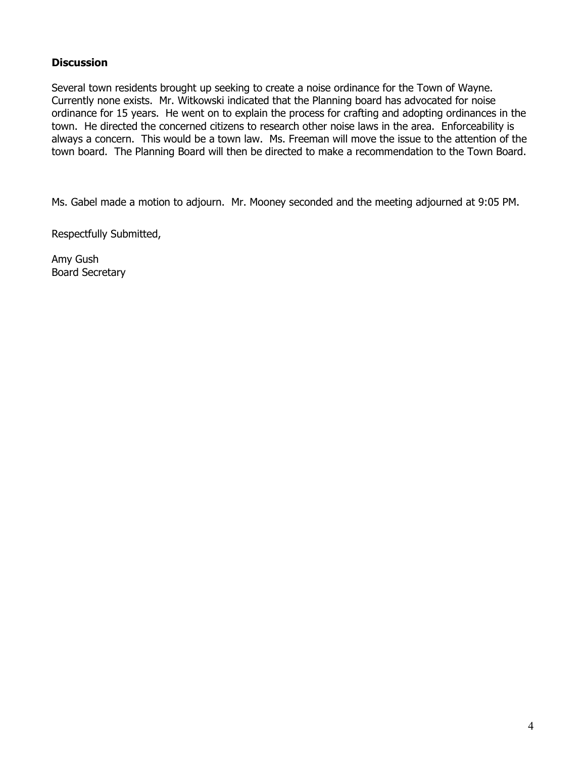**Discussion**

Several town residents brought up seeking to create a noise ordinance for the Town of Wayne. Currently none exists. Mr. Witkowski indicated that the Planning board has advocated for noise ordinance for 15 years. He went on to explain the process for crafting and adopting ordinances in the town. He directed the concerned citizens to research other noise laws in the area. Enforceability is always a concern. This would be a town law. Ms. Freeman will move the issue to the attention of the town board. The Planning Board will then be directed to make a recommendation to the Town Board.

Ms. Gabel made a motion to adjourn. Mr. Mooney seconded and the meeting adjourned at 9:05 PM.

Respectfully Submitted,

Amy Gush
Board Secretary